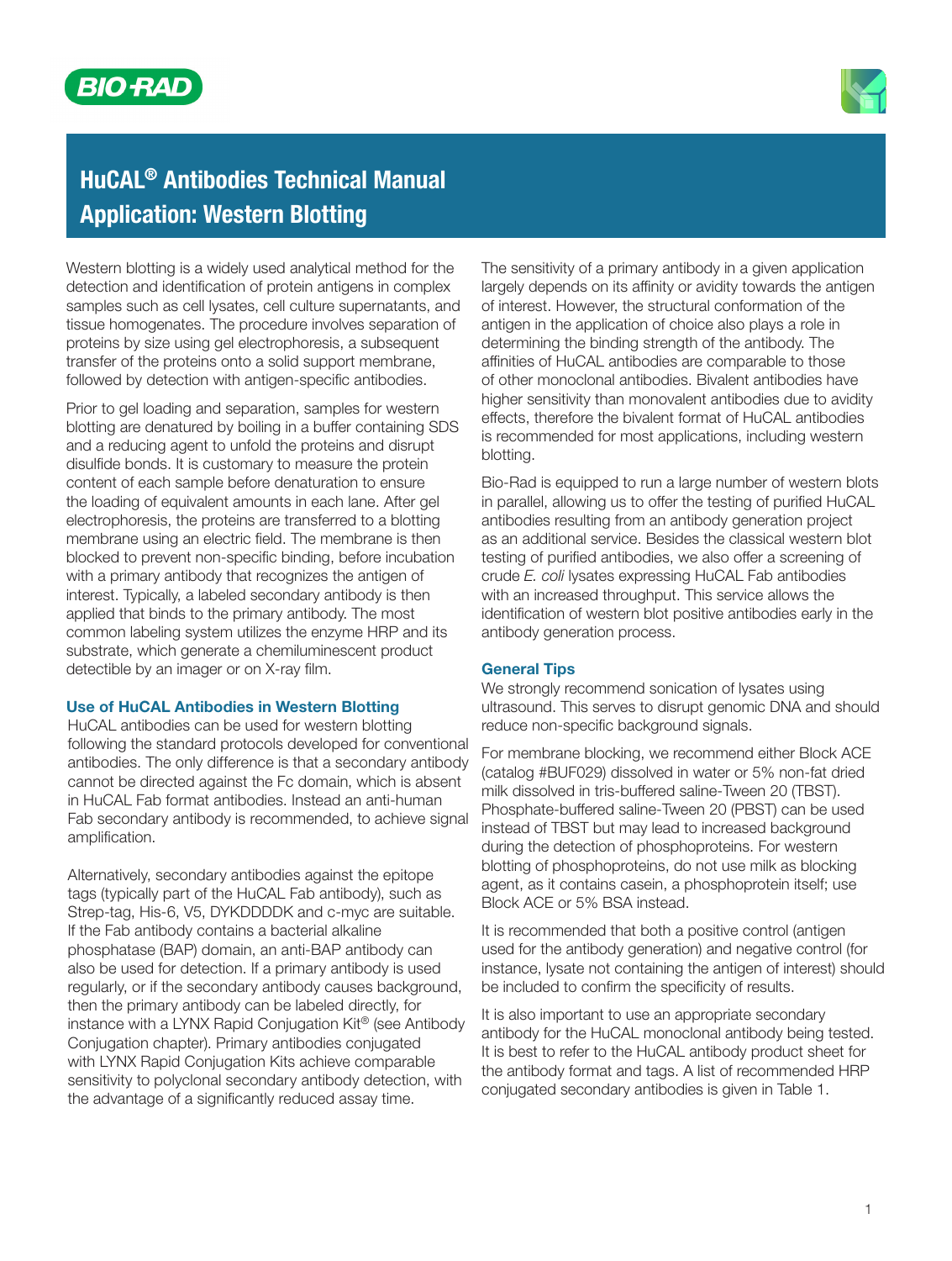# HuCAL® Antibodies Technical Manual
# Application: Western Blotting

Western blotting is a widely used analytical method for the detection and identification of protein antigens in complex samples such as cell lysates, cell culture supernatants, and tissue homogenates. The procedure involves separation of proteins by size using gel electrophoresis, a subsequent transfer of the proteins onto a solid support membrane, followed by detection with antigen-specific antibodies.

Prior to gel loading and separation, samples for western blotting are denatured by boiling in a buffer containing SDS and a reducing agent to unfold the proteins and disrupt disulfide bonds. It is customary to measure the protein content of each sample before denaturation to ensure the loading of equivalent amounts in each lane. After gel electrophoresis, the proteins are transferred to a blotting membrane using an electric field. The membrane is then blocked to prevent non-specific binding, before incubation with a primary antibody that recognizes the antigen of interest. Typically, a labeled secondary antibody is then applied that binds to the primary antibody. The most common labeling system utilizes the enzyme HRP and its substrate, which generate a chemiluminescent product detectible by an imager or on X-ray film.

### Use of HuCAL Antibodies in Western Blotting

HuCAL antibodies can be used for western blotting following the standard protocols developed for conventional antibodies. The only difference is that a secondary antibody cannot be directed against the Fc domain, which is absent in HuCAL Fab format antibodies. Instead an anti-human Fab secondary antibody is recommended, to achieve signal amplification.

Alternatively, secondary antibodies against the epitope tags (typically part of the HuCAL Fab antibody), such as Strep-tag, His-6, V5, DYKDDDDK and c-myc are suitable. If the Fab antibody contains a bacterial alkaline phosphatase (BAP) domain, an anti-BAP antibody can also be used for detection. If a primary antibody is used regularly, or if the secondary antibody causes background, then the primary antibody can be labeled directly, for instance with a LYNX Rapid Conjugation Kit® (see Antibody Conjugation chapter). Primary antibodies conjugated with LYNX Rapid Conjugation Kits achieve comparable sensitivity to polyclonal secondary antibody detection, with the advantage of a significantly reduced assay time.

The sensitivity of a primary antibody in a given application largely depends on its affinity or avidity towards the antigen of interest. However, the structural conformation of the antigen in the application of choice also plays a role in determining the binding strength of the antibody. The affinities of HuCAL antibodies are comparable to those of other monoclonal antibodies. Bivalent antibodies have higher sensitivity than monovalent antibodies due to avidity effects, therefore the bivalent format of HuCAL antibodies is recommended for most applications, including western blotting.

Bio-Rad is equipped to run a large number of western blots in parallel, allowing us to offer the testing of purified HuCAL antibodies resulting from an antibody generation project as an additional service. Besides the classical western blot testing of purified antibodies, we also offer a screening of crude *E. coli* lysates expressing HuCAL Fab antibodies with an increased throughput. This service allows the identification of western blot positive antibodies early in the antibody generation process.

### General Tips

We strongly recommend sonication of lysates using ultrasound. This serves to disrupt genomic DNA and should reduce non-specific background signals.

For membrane blocking, we recommend either Block ACE (catalog #BUF029) dissolved in water or 5% non-fat dried milk dissolved in tris-buffered saline-Tween 20 (TBST). Phosphate-buffered saline-Tween 20 (PBST) can be used instead of TBST but may lead to increased background during the detection of phosphoproteins. For western blotting of phosphoproteins, do not use milk as blocking agent, as it contains casein, a phosphoprotein itself; use Block ACE or 5% BSA instead.

It is recommended that both a positive control (antigen used for the antibody generation) and negative control (for instance, lysate not containing the antigen of interest) should be included to confirm the specificity of results.

It is also important to use an appropriate secondary antibody for the HuCAL monoclonal antibody being tested. It is best to refer to the HuCAL antibody product sheet for the antibody format and tags. A list of recommended HRP conjugated secondary antibodies is given in Table 1.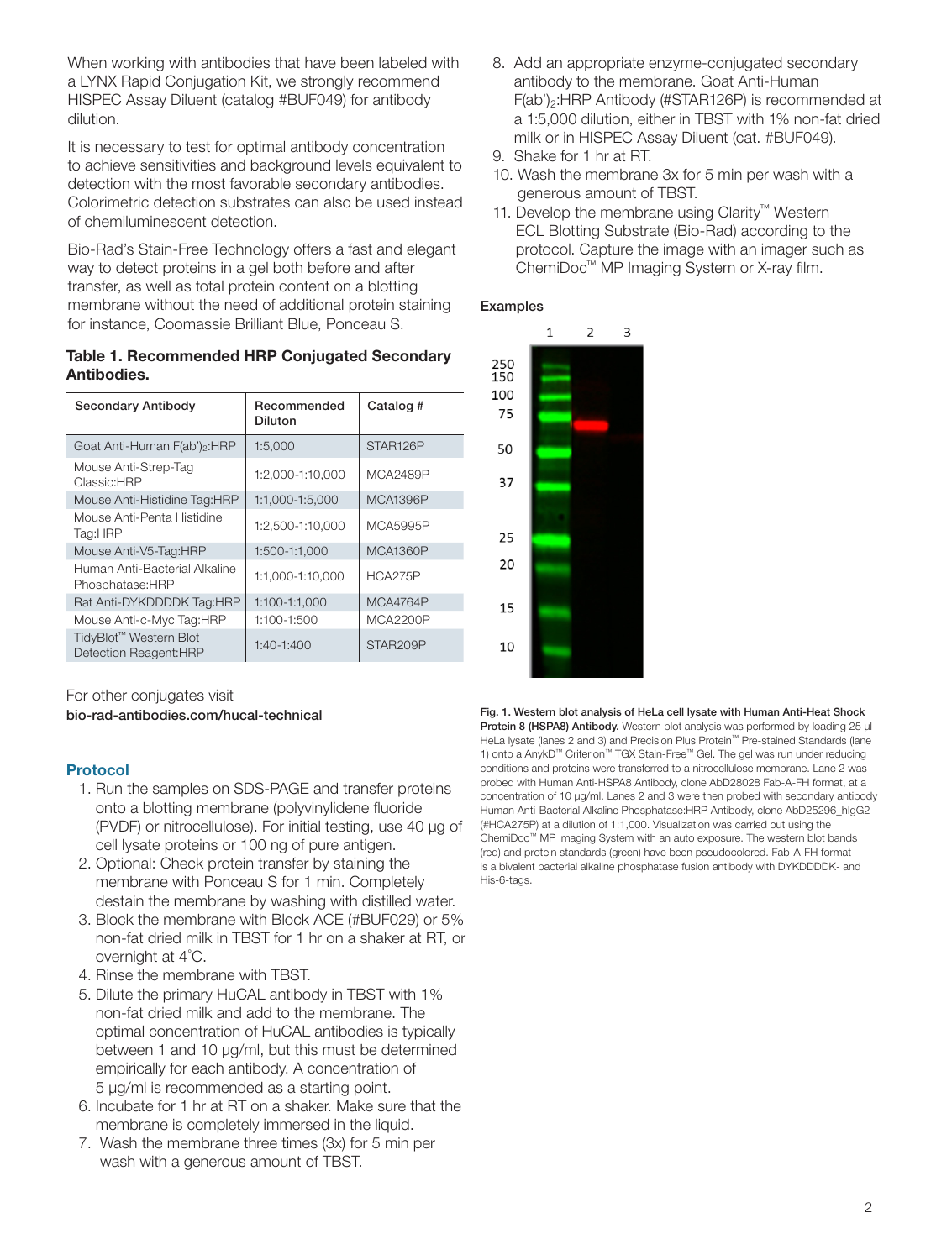When working with antibodies that have been labeled with a LYNX Rapid Conjugation Kit, we strongly recommend HISPEC Assay Diluent (catalog #BUF049) for antibody dilution.

It is necessary to test for optimal antibody concentration to achieve sensitivities and background levels equivalent to detection with the most favorable secondary antibodies. Colorimetric detection substrates can also be used instead of chemiluminescent detection.

Bio-Rad's Stain-Free Technology offers a fast and elegant way to detect proteins in a gel both before and after transfer, as well as total protein content on a blotting membrane without the need of additional protein staining for instance, Coomassie Brilliant Blue, Ponceau S.

**Table 1. Recommended HRP Conjugated Secondary Antibodies.**

| Secondary Antibody | Recommended Diluton | Catalog # |
|---|---|---|
| Goat Anti-Human $F(ab')_2$:HRP | 1:5,000 | STAR126P |
| Mouse Anti-Strep-Tag Classic:HRP | 1:2,000-1:10,000 | MCA2489P |
| Mouse Anti-Histidine Tag:HRP | 1:1,000-1:5,000 | MCA1396P |
| Mouse Anti-Penta Histidine Tag:HRP | 1:2,500-1:10,000 | MCA5995P |
| Mouse Anti-V5-Tag:HRP | 1:500-1:1,000 | MCA1360P |
| Human Anti-Bacterial Alkaline Phosphatase:HRP | 1:1,000-1:10,000 | HCA275P |
| Rat Anti-DYKDDDDK Tag:HRP | 1:100-1:1,000 | MCA4764P |
| Mouse Anti-c-Myc Tag:HRP | 1:100-1:500 | MCA2200P |
| TidyBlot™ Western Blot Detection Reagent:HRP | 1:40-1:400 | STAR209P |

For other conjugates visit
**bio-rad-antibodies.com/hucal-technical**

## Protocol

1. Run the samples on SDS-PAGE and transfer proteins onto a blotting membrane (polyvinylidene fluoride (PVDF) or nitrocellulose). For initial testing, use 40 µg of cell lysate proteins or 100 ng of pure antigen.
2. Optional: Check protein transfer by staining the membrane with Ponceau S for 1 min. Completely destain the membrane by washing with distilled water.
3. Block the membrane with Block ACE (#BUF029) or 5% non-fat dried milk in TBST for 1 hr on a shaker at RT, or overnight at 4˚C.
4. Rinse the membrane with TBST.
5. Dilute the primary HuCAL antibody in TBST with 1% non-fat dried milk and add to the membrane. The optimal concentration of HuCAL antibodies is typically between 1 and 10 µg/ml, but this must be determined empirically for each antibody. A concentration of 5 µg/ml is recommended as a starting point.
6. Incubate for 1 hr at RT on a shaker. Make sure that the membrane is completely immersed in the liquid.
7. Wash the membrane three times (3x) for 5 min per wash with a generous amount of TBST.
8. Add an appropriate enzyme-conjugated secondary antibody to the membrane. Goat Anti-Human $F(ab')_2$:HRP Antibody (#STAR126P) is recommended at a 1:5,000 dilution, either in TBST with 1% non-fat dried milk or in HISPEC Assay Diluent (cat. #BUF049).
9. Shake for 1 hr at RT.
10. Wash the membrane 3x for 5 min per wash with a generous amount of TBST.
11. Develop the membrane using Clarity™ Western ECL Blotting Substrate (Bio-Rad) according to the protocol. Capture the image with an imager such as ChemiDoc™ MP Imaging System or X-ray film.

**Examples**

**Fig. 1. Western blot analysis of HeLa cell lysate with Human Anti-Heat Shock Protein 8 (HSPA8) Antibody.** Western blot analysis was performed by loading 25 µl HeLa lysate (lanes 2 and 3) and Precision Plus Protein™ Pre-stained Standards (lane 1) onto a AnykD™ Criterion™ TGX Stain-Free™ Gel. The gel was run under reducing conditions and proteins were transferred to a nitrocellulose membrane. Lane 2 was probed with Human Anti-HSPA8 Antibody, clone AbD28028 Fab-A-FH format, at a concentration of 10 µg/ml. Lanes 2 and 3 were then probed with secondary antibody Human Anti-Bacterial Alkaline Phosphatase:HRP Antibody, clone AbD25296_hIgG2 (#HCA275P) at a dilution of 1:1,000. Visualization was carried out using the ChemiDoc™ MP Imaging System with an auto exposure. The western blot bands (red) and protein standards (green) have been pseudocolored. Fab-A-FH format is a bivalent bacterial alkaline phosphatase fusion antibody with DYKDDDDK- and His-6-tags.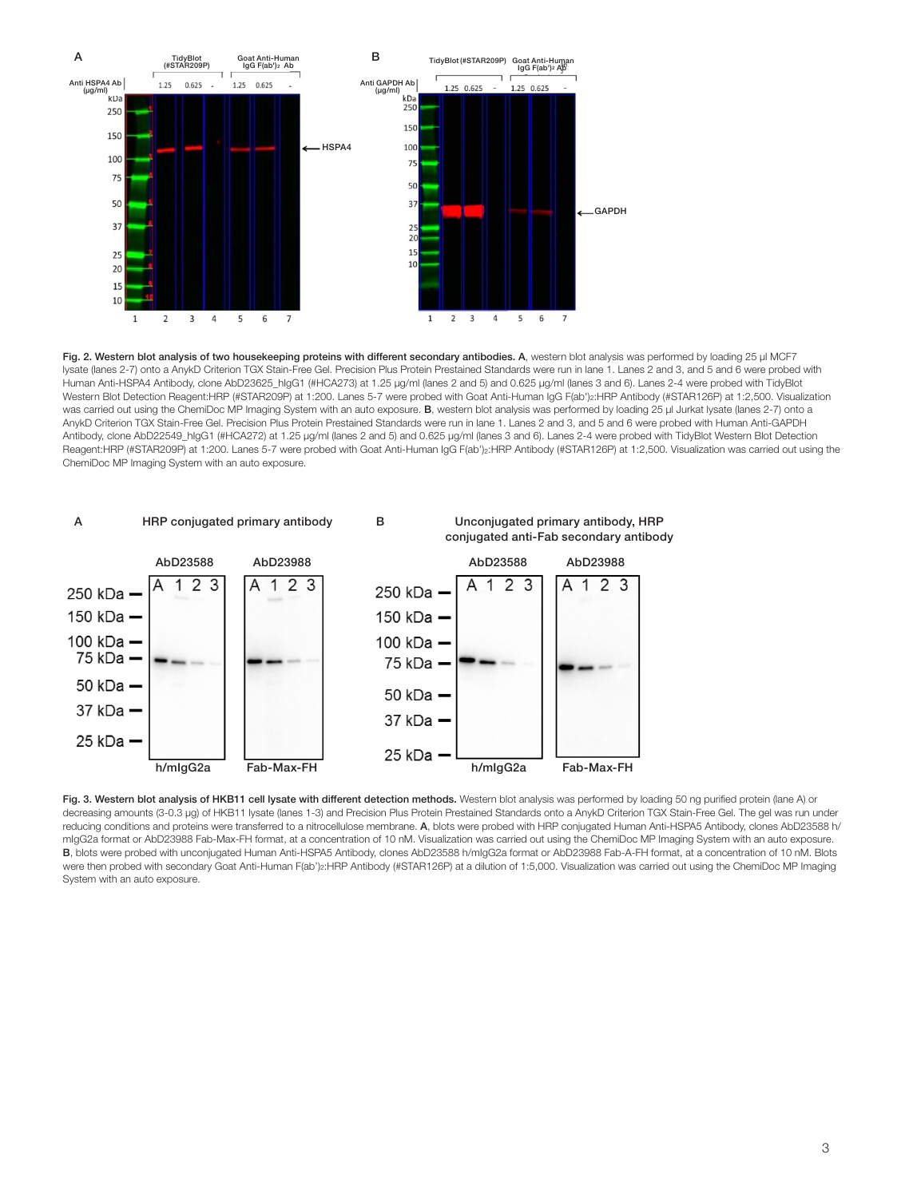**Fig. 2. Western blot analysis of two housekeeping proteins with different secondary antibodies. A**, western blot analysis was performed by loading 25 µl MCF7 lysate (lanes 2-7) onto a AnykD Criterion TGX Stain-Free Gel. Precision Plus Protein Prestained Standards were run in lane 1. Lanes 2 and 3, and 5 and 6 were probed with Human Anti-HSPA4 Antibody, clone AbD23625_hIgG1 (#HCA273) at 1.25 µg/ml (lanes 2 and 5) and 0.625 µg/ml (lanes 3 and 6). Lanes 2-4 were probed with TidyBlot Western Blot Detection Reagent:HRP (#STAR209P) at 1:200. Lanes 5-7 were probed with Goat Anti-Human IgG F(ab')$_2$:HRP Antibody (#STAR126P) at 1:2,500. Visualization was carried out using the ChemiDoc MP Imaging System with an auto exposure. **B**, western blot analysis was performed by loading 25 µl Jurkat lysate (lanes 2-7) onto a AnykD Criterion TGX Stain-Free Gel. Precision Plus Protein Prestained Standards were run in lane 1. Lanes 2 and 3, and 5 and 6 were probed with Human Anti-GAPDH Antibody, clone AbD22549_hIgG1 (#HCA272) at 1.25 µg/ml (lanes 2 and 5) and 0.625 µg/ml (lanes 3 and 6). Lanes 2-4 were probed with TidyBlot Western Blot Detection Reagent:HRP (#STAR209P) at 1:200. Lanes 5-7 were probed with Goat Anti-Human IgG F(ab')$_2$:HRP Antibody (#STAR126P) at 1:2,500. Visualization was carried out using the ChemiDoc MP Imaging System with an auto exposure.

**Fig. 3. Western blot analysis of HKB11 cell lysate with different detection methods.** Western blot analysis was performed by loading 50 ng purified protein (lane A) or decreasing amounts (3-0.3 µg) of HKB11 lysate (lanes 1-3) and Precision Plus Protein Prestained Standards onto a AnykD Criterion TGX Stain-Free Gel. The gel was run under reducing conditions and proteins were transferred to a nitrocellulose membrane. **A**, blots were probed with HRP conjugated Human Anti-HSPA5 Antibody, clones AbD23588 h/mIgG2a format or AbD23988 Fab-Max-FH format, at a concentration of 10 nM. Visualization was carried out using the ChemiDoc MP Imaging System with an auto exposure. **B**, blots were probed with unconjugated Human Anti-HSPA5 Antibody, clones AbD23588 h/mIgG2a format or AbD23988 Fab-A-FH format, at a concentration of 10 nM. Blots were then probed with secondary Goat Anti-Human F(ab')$_2$:HRP Antibody (#STAR126P) at a dilution of 1:5,000. Visualization was carried out using the ChemiDoc MP Imaging System with an auto exposure.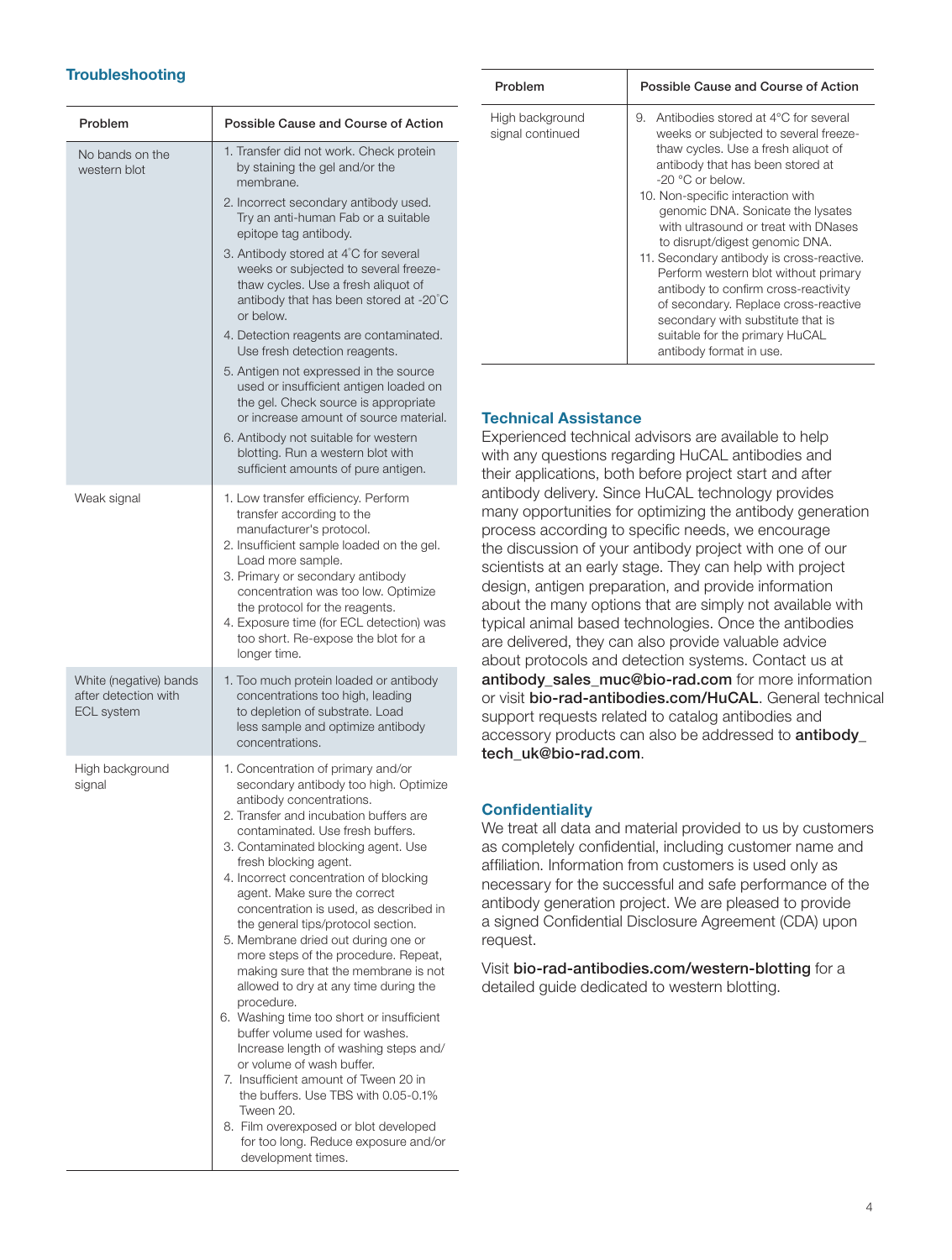## Troubleshooting

| Problem | Possible Cause and Course of Action |
|---|---|
| No bands on the western blot | 1. Transfer did not work. Check protein by staining the gel and/or the membrane.<br>2. Incorrect secondary antibody used. Try an anti-human Fab or a suitable epitope tag antibody.<br>3. Antibody stored at 4°C for several weeks or subjected to several freeze-thaw cycles. Use a fresh aliquot of antibody that has been stored at -20°C or below.<br>4. Detection reagents are contaminated. Use fresh detection reagents.<br>5. Antigen not expressed in the source used or insufficient antigen loaded on the gel. Check source is appropriate or increase amount of source material.<br>6. Antibody not suitable for western blotting. Run a western blot with sufficient amounts of pure antigen. |
| Weak signal | 1. Low transfer efficiency. Perform transfer according to the manufacturer's protocol.<br>2. Insufficient sample loaded on the gel. Load more sample.<br>3. Primary or secondary antibody concentration was too low. Optimize the protocol for the reagents.<br>4. Exposure time (for ECL detection) was too short. Re-expose the blot for a longer time. |
| White (negative) bands after detection with ECL system | 1. Too much protein loaded or antibody concentrations too high, leading to depletion of substrate. Load less sample and optimize antibody concentrations. |
| High background signal | 1. Concentration of primary and/or secondary antibody too high. Optimize antibody concentrations.<br>2. Transfer and incubation buffers are contaminated. Use fresh buffers.<br>3. Contaminated blocking agent. Use fresh blocking agent.<br>4. Incorrect concentration of blocking agent. Make sure the correct concentration is used, as described in the general tips/protocol section.<br>5. Membrane dried out during one or more steps of the procedure. Repeat, making sure that the membrane is not allowed to dry at any time during the procedure.<br>6. Washing time too short or insufficient buffer volume used for washes. Increase length of washing steps and/or volume of wash buffer.<br>7. Insufficient amount of Tween 20 in the buffers. Use TBS with 0.05-0.1% Tween 20.<br>8. Film overexposed or blot developed for too long. Reduce exposure and/or development times. |
| High background signal continued | 9. Antibodies stored at 4°C for several weeks or subjected to several freeze-thaw cycles. Use a fresh aliquot of antibody that has been stored at -20 °C or below.<br>10. Non-specific interaction with genomic DNA. Sonicate the lysates with ultrasound or treat with DNases to disrupt/digest genomic DNA.<br>11. Secondary antibody is cross-reactive. Perform western blot without primary antibody to confirm cross-reactivity of secondary. Replace cross-reactive secondary with substitute that is suitable for the primary HuCAL antibody format in use. |

## Technical Assistance

Experienced technical advisors are available to help with any questions regarding HuCAL antibodies and their applications, both before project start and after antibody delivery. Since HuCAL technology provides many opportunities for optimizing the antibody generation process according to specific needs, we encourage the discussion of your antibody project with one of our scientists at an early stage. They can help with project design, antigen preparation, and provide information about the many options that are simply not available with typical animal based technologies. Once the antibodies are delivered, they can also provide valuable advice about protocols and detection systems. Contact us at **antibody_sales_muc@bio-rad.com** for more information or visit **bio-rad-antibodies.com/HuCAL**. General technical support requests related to catalog antibodies and accessory products can also be addressed to **antibody_tech_uk@bio-rad.com**.

## Confidentiality

We treat all data and material provided to us by customers as completely confidential, including customer name and affiliation. Information from customers is used only as necessary for the successful and safe performance of the antibody generation project. We are pleased to provide a signed Confidential Disclosure Agreement (CDA) upon request.

Visit **bio-rad-antibodies.com/western-blotting** for a detailed guide dedicated to western blotting.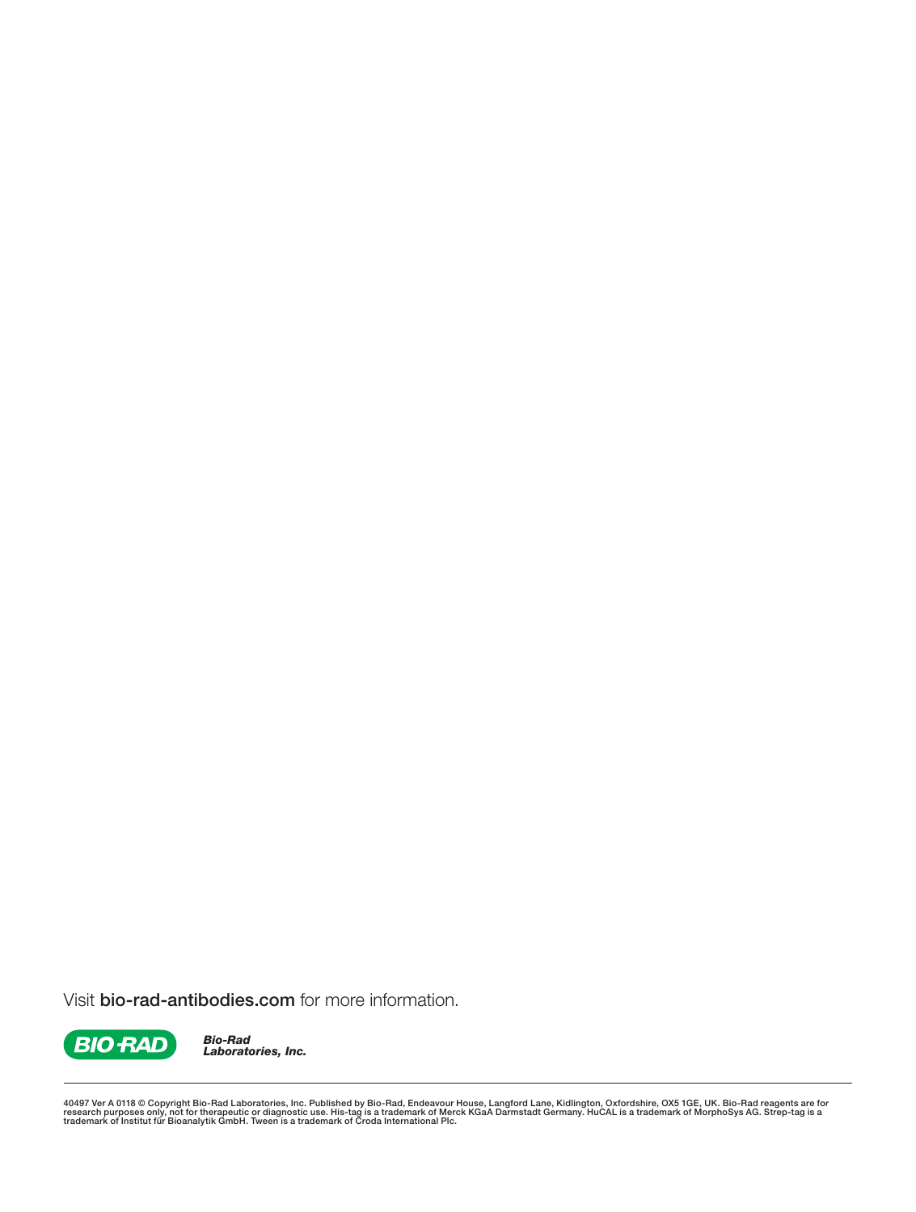Visit **bio-rad-antibodies.com** for more information.

BIO-RAD

*Bio-Rad Laboratories, Inc.*

40497 Ver A 0118 © Copyright Bio-Rad Laboratories, Inc. Published by Bio-Rad, Endeavour House, Langford Lane, Kidlington, Oxfordshire, OX5 1GE, UK. Bio-Rad reagents are for research purposes only, not for therapeutic or diagnostic use. His-tag is a trademark of Merck KGaA Darmstadt Germany. HuCAL is a trademark of MorphoSys AG. Strep-tag is a trademark of Institut für Bioanalytik GmbH. Tween is a trademark of Croda International Plc.